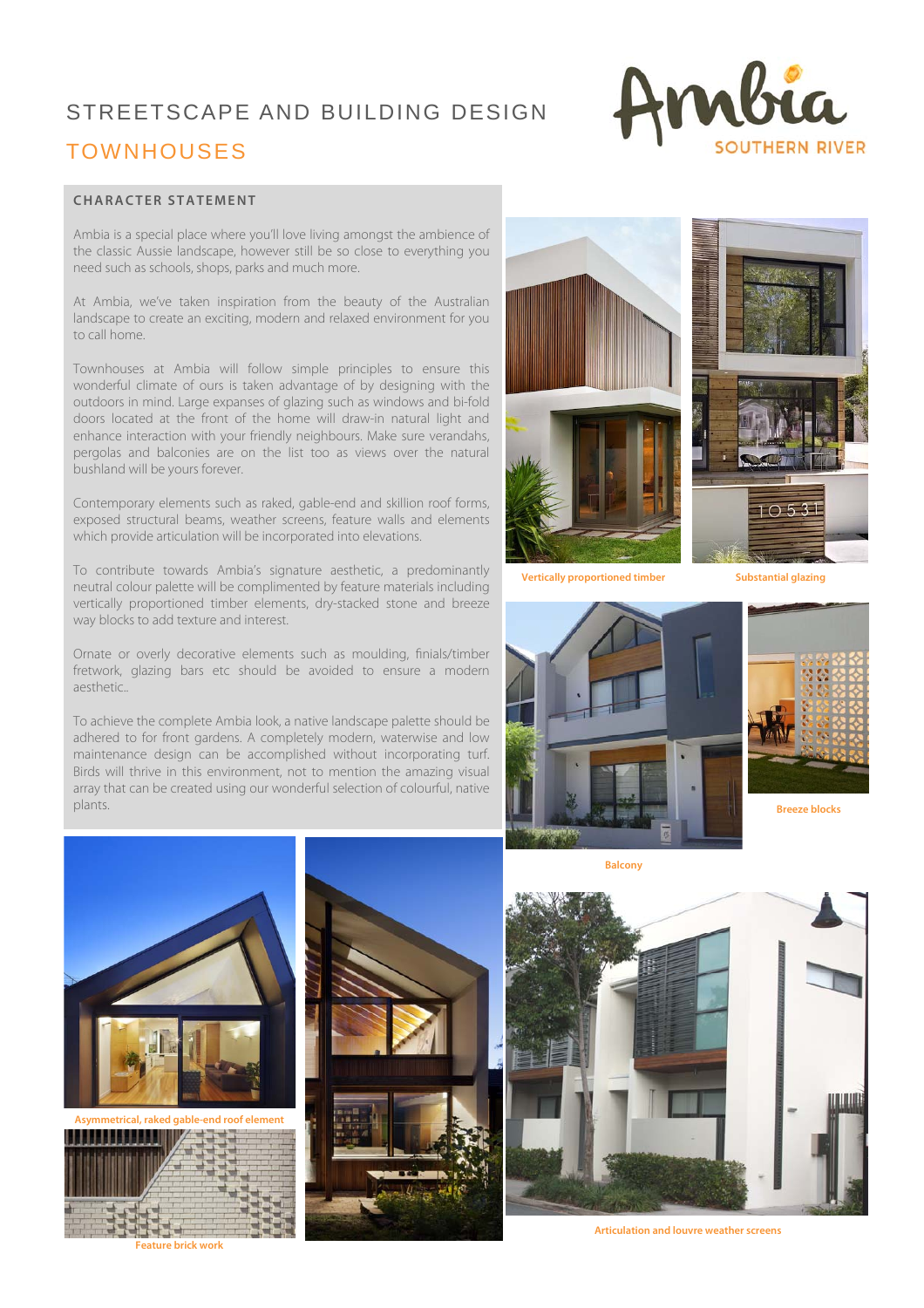# STREETSCAPE AND BUILDING DESIGN

## TOWNHOUSES

### CHARACTER STATEMENT

Ambia is a special place where you'll love living amongst the ambience of the classic Aussie landscape, however still be so close to everything you need such as schools, shops, parks and much more.

At Ambia, we've taken inspiration from the beauty of the Australian landscape to create an exciting, modern and relaxed environment for you to call home.

Townhouses at Ambia will follow simple principles to ensure this wonderful climate of ours is taken advantage of by designing with the outdoors in mind. Large expanses of glazing such as windows and bi-fold doors located at the front of the home will draw-in natural light and enhance interaction with your friendly neighbours. Make sure verandahs, pergolas and balconies are on the list too as views over the natural bushland will be yours forever.

Contemporary elements such as raked, gable-end and skillion roof forms, exposed structural beams, weather screens, feature walls and elements which provide articulation will be incorporated into elevations.

To contribute towards Ambia's signature aesthetic, a predominantly neutral colour palette will be complimented by feature materials including vertically proportioned timber elements, dry-stacked stone and breeze way blocks to add texture and interest.

Ornate or overly decorative elements such as moulding, finials/timber fretwork, glazing bars etc should be avoided to ensure a modern aesthetic..

To achieve the complete Ambia look, a native landscape palette should be adhered to for front gardens. A completely modern, waterwise and low maintenance design can be accomplished without incorporating turf. Birds will thrive in this environment, not to mention the amazing visual array that can be created using our wonderful selection of colourful, native plants.

Vertically proportioned timber

Substantial glazing

Balcony

Breeze blocks

Asymmetrical, raked gable-end roof element

Feature brick work

Articulation and louvre weather screens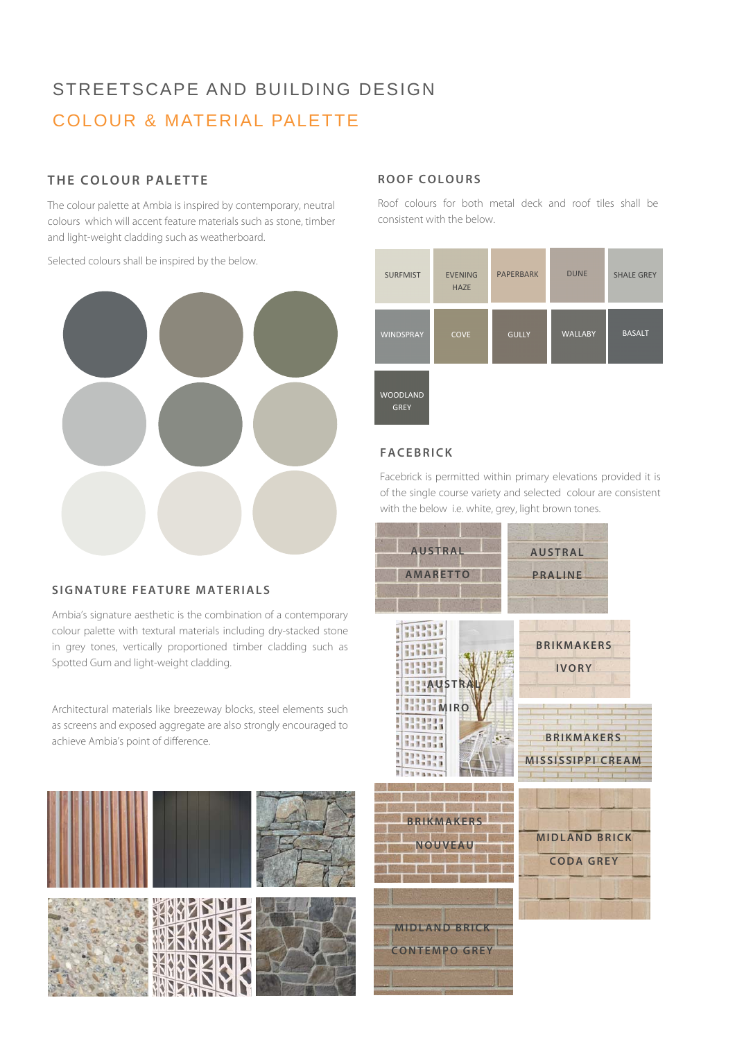# STREETSCAPE AND BUILDING DESIGN

## COLOUR & MATERIAL PALETTE

### THE COLOUR PALETTE

The colour palette at Ambia is inspired by contemporary, neutral colours which will accent feature materials such as stone, timber and light-weight cladding such as weatherboard.

Selected colours shall be inspired by the below.

### SIGNATURE FEATURE MATERIALS

Ambia's signature aesthetic is the combination of a contemporary colour palette with textural materials including dry-stacked stone in grey tones, vertically proportioned timber cladding such as Spotted Gum and light-weight cladding.

Architectural materials like breezeway blocks, steel elements such as screens and exposed aggregate are also strongly encouraged to achieve Ambia's point of difference.

### ROOF COLOURS

Roof colours for both metal deck and roof tiles shall be consistent with the below.

| | | | | |
|---|---|---|---|---|
| SURFMIST | EVENING HAZE | PAPERBARK | DUNE | SHALE GREY |
| WINDSPRAY | COVE | GULLY | WALLABY | BASALT |
| WOODLAND GREY | | | | |

### FACEBRICK

Facebrick is permitted within primary elevations provided it is of the single course variety and selected colour are consistent with the below i.e. white, grey, light brown tones.

AUSTRAL AMARETTO

AUSTRAL PRALINE

AUSTRAL MIRO

BRIKMAKERS IVORY

BRIKMAKERS MISSISSIPPI CREAM

BRIKMAKERS NOUVEAU

MIDLAND BRICK CODA GREY

MIDLAND BRICK CONTEMPO GREY